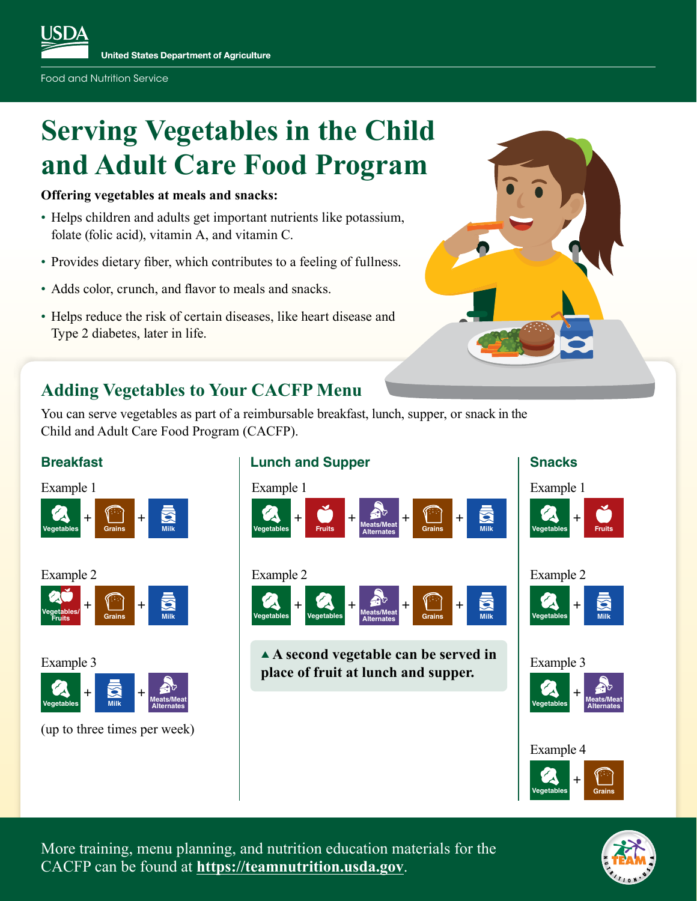USDA

United States Department of Agriculture

Food and Nutrition Service

# Serving Vegetables in the Child and Adult Care Food Program

**Offering vegetables at meals and snacks:**

- Helps children and adults get important nutrients like potassium, folate (folic acid), vitamin A, and vitamin C.
- Provides dietary fiber, which contributes to a feeling of fullness.
- Adds color, crunch, and flavor to meals and snacks.
- Helps reduce the risk of certain diseases, like heart disease and Type 2 diabetes, later in life.

## Adding Vegetables to Your CACFP Menu

You can serve vegetables as part of a reimbursable breakfast, lunch, supper, or snack in the Child and Adult Care Food Program (CACFP).

### Breakfast

Example 1

Vegetables + Grains + Milk

Example 2

Vegetables/Fruits + Grains + Milk

Example 3

Vegetables + Milk + Meats/Meat Alternates

(up to three times per week)

### Lunch and Supper

Example 1

Vegetables + Fruits + Meats/Meat Alternates + Grains + Milk

Example 2

Vegetables + Vegetables + Meats/Meat Alternates + Grains + Milk

▲ **A second vegetable can be served in place of fruit at lunch and supper.**

### Snacks

Example 1

Vegetables + Fruits

Example 2

Vegetables + Milk

Example 3

Vegetables + Meats/Meat Alternates

Example 4

Vegetables + Grains

More training, menu planning, and nutrition education materials for the CACFP can be found at **https://teamnutrition.usda.gov**.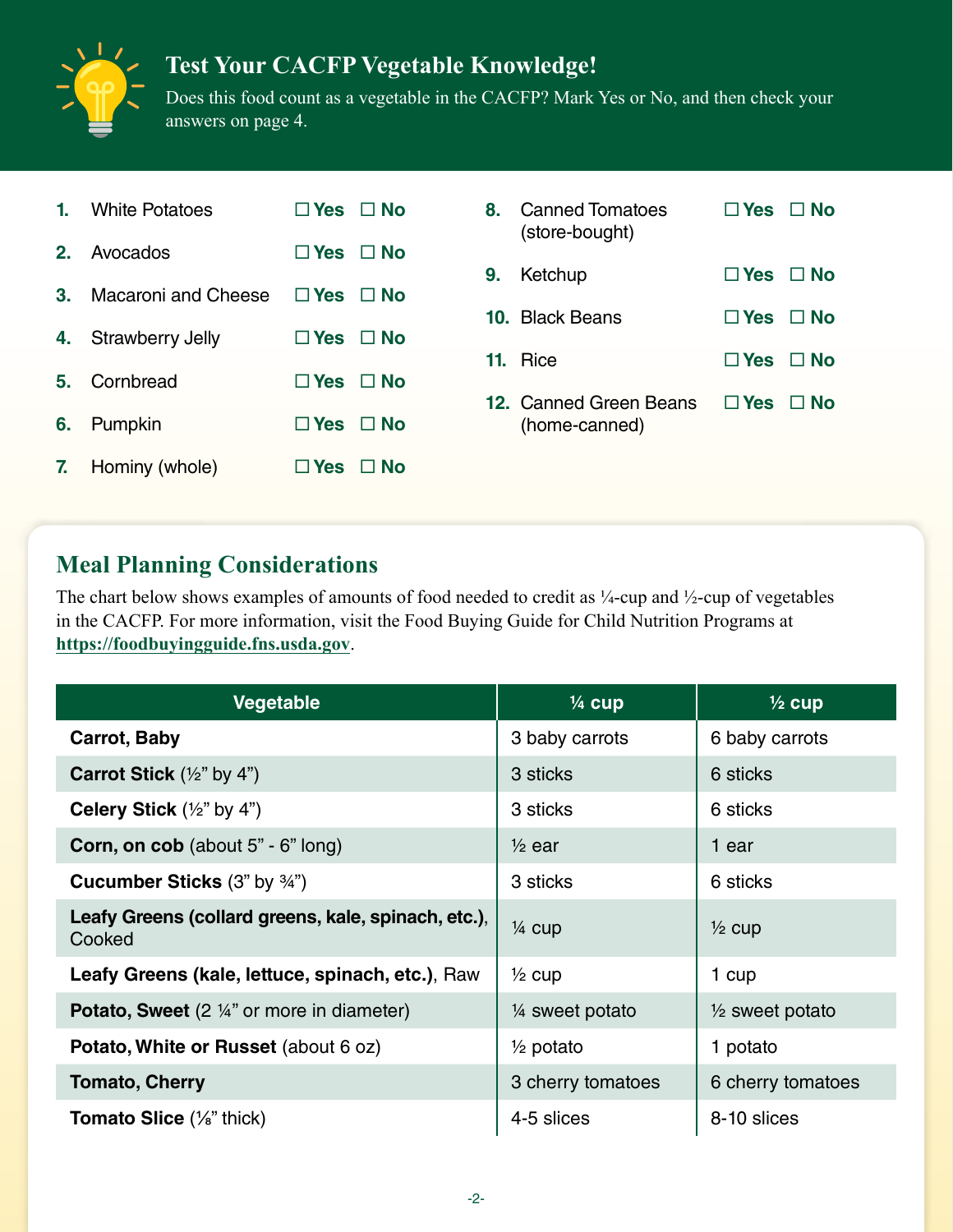## Test Your CACFP Vegetable Knowledge!

Does this food count as a vegetable in the CACFP? Mark Yes or No, and then check your answers on page 4.

1. White Potatoes ☐ Yes ☐ No
2. Avocados ☐ Yes ☐ No
3. Macaroni and Cheese ☐ Yes ☐ No
4. Strawberry Jelly ☐ Yes ☐ No
5. Cornbread ☐ Yes ☐ No
6. Pumpkin ☐ Yes ☐ No
7. Hominy (whole) ☐ Yes ☐ No
8. Canned Tomatoes (store-bought) ☐ Yes ☐ No
9. Ketchup ☐ Yes ☐ No
10. Black Beans ☐ Yes ☐ No
11. Rice ☐ Yes ☐ No
12. Canned Green Beans (home-canned) ☐ Yes ☐ No

## Meal Planning Considerations

The chart below shows examples of amounts of food needed to credit as ¼-cup and ½-cup of vegetables in the CACFP. For more information, visit the Food Buying Guide for Child Nutrition Programs at **https://foodbuyingguide.fns.usda.gov**.

| Vegetable | ¼ cup | ½ cup |
|---|---|---|
| **Carrot, Baby** | 3 baby carrots | 6 baby carrots |
| **Carrot Stick** (½" by 4") | 3 sticks | 6 sticks |
| **Celery Stick** (½" by 4") | 3 sticks | 6 sticks |
| **Corn, on cob** (about 5" - 6" long) | ½ ear | 1 ear |
| **Cucumber Sticks** (3" by ¾") | 3 sticks | 6 sticks |
| **Leafy Greens (collard greens, kale, spinach, etc.)**, Cooked | ¼ cup | ½ cup |
| **Leafy Greens (kale, lettuce, spinach, etc.)**, Raw | ½ cup | 1 cup |
| **Potato, Sweet** (2 ¼" or more in diameter) | ¼ sweet potato | ½ sweet potato |
| **Potato, White or Russet** (about 6 oz) | ½ potato | 1 potato |
| **Tomato, Cherry** | 3 cherry tomatoes | 6 cherry tomatoes |
| **Tomato Slice** (⅛" thick) | 4-5 slices | 8-10 slices |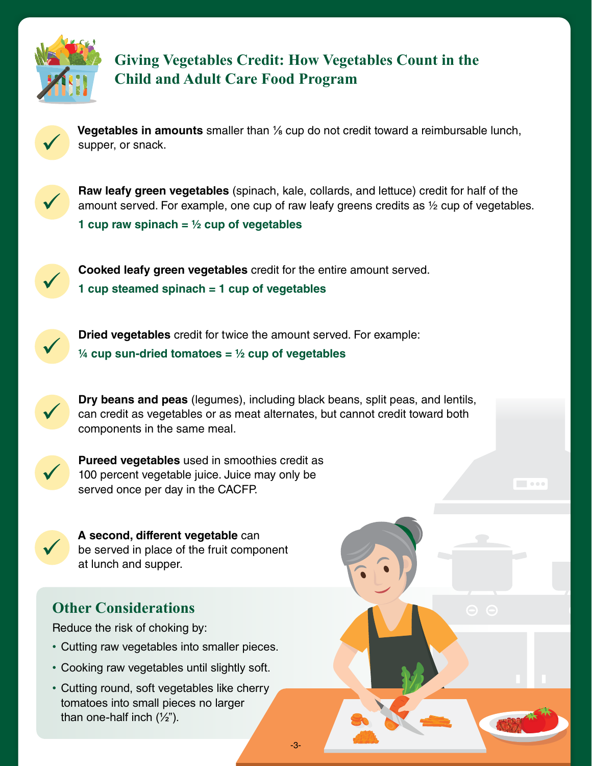# Giving Vegetables Credit: How Vegetables Count in the Child and Adult Care Food Program

- **Vegetables in amounts** smaller than ⅛ cup do not credit toward a reimbursable lunch, supper, or snack.

- **Raw leafy green vegetables** (spinach, kale, collards, and lettuce) credit for half of the amount served. For example, one cup of raw leafy greens credits as ½ cup of vegetables.
  **1 cup raw spinach = ½ cup of vegetables**

- **Cooked leafy green vegetables** credit for the entire amount served.
  **1 cup steamed spinach = 1 cup of vegetables**

- **Dried vegetables** credit for twice the amount served. For example:
  **¼ cup sun-dried tomatoes = ½ cup of vegetables**

- **Dry beans and peas** (legumes), including black beans, split peas, and lentils, can credit as vegetables or as meat alternates, but cannot credit toward both components in the same meal.

- **Pureed vegetables** used in smoothies credit as 100 percent vegetable juice. Juice may only be served once per day in the CACFP.

- **A second, different vegetable** can be served in place of the fruit component at lunch and supper.

## Other Considerations

Reduce the risk of choking by:

- Cutting raw vegetables into smaller pieces.
- Cooking raw vegetables until slightly soft.
- Cutting round, soft vegetables like cherry tomatoes into small pieces no larger than one-half inch (½").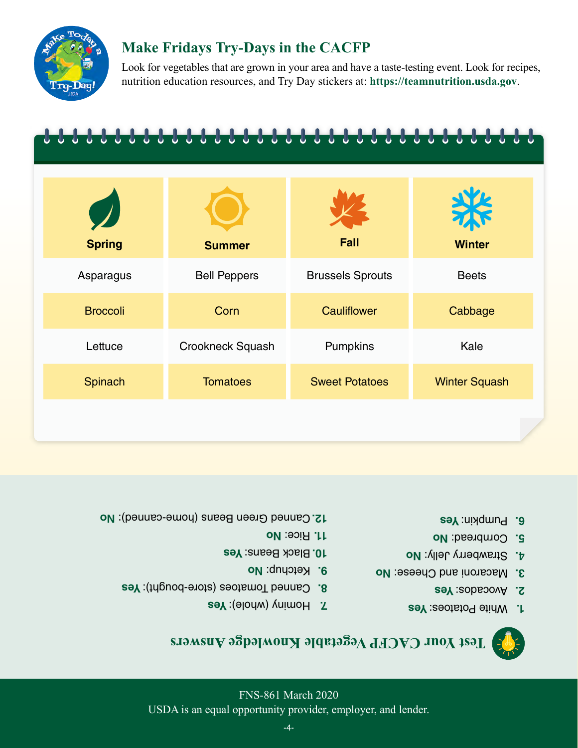## Make Fridays Try-Days in the CACFP

Look for vegetables that are grown in your area and have a taste-testing event. Look for recipes, nutrition education resources, and Try Day stickers at: **https://teamnutrition.usda.gov**.

| Spring | Summer | Fall | Winter |
|---|---|---|---|
| Asparagus | Bell Peppers | Brussels Sprouts | Beets |
| Broccoli | Corn | Cauliflower | Cabbage |
| Lettuce | Crookneck Squash | Pumpkins | Kale |
| Spinach | Tomatoes | Sweet Potatoes | Winter Squash |

## Test Your CACFP Vegetable Knowledge Answers

1. White Potatoes: **Yes**
2. Avocados: **Yes**
3. Macaroni and Cheese: **No**
4. Strawberry Jelly: **No**
5. Cornbread: **No**
6. Pumpkin: **Yes**
7. Hominy (whole): **Yes**
8. Canned Tomatoes (store-bought): **Yes**
9. Ketchup: **No**
10. Black Beans: **Yes**
11. Rice: **No**
12. Canned Green Beans (home-canned): **No**

FNS-861 March 2020
USDA is an equal opportunity provider, employer, and lender.